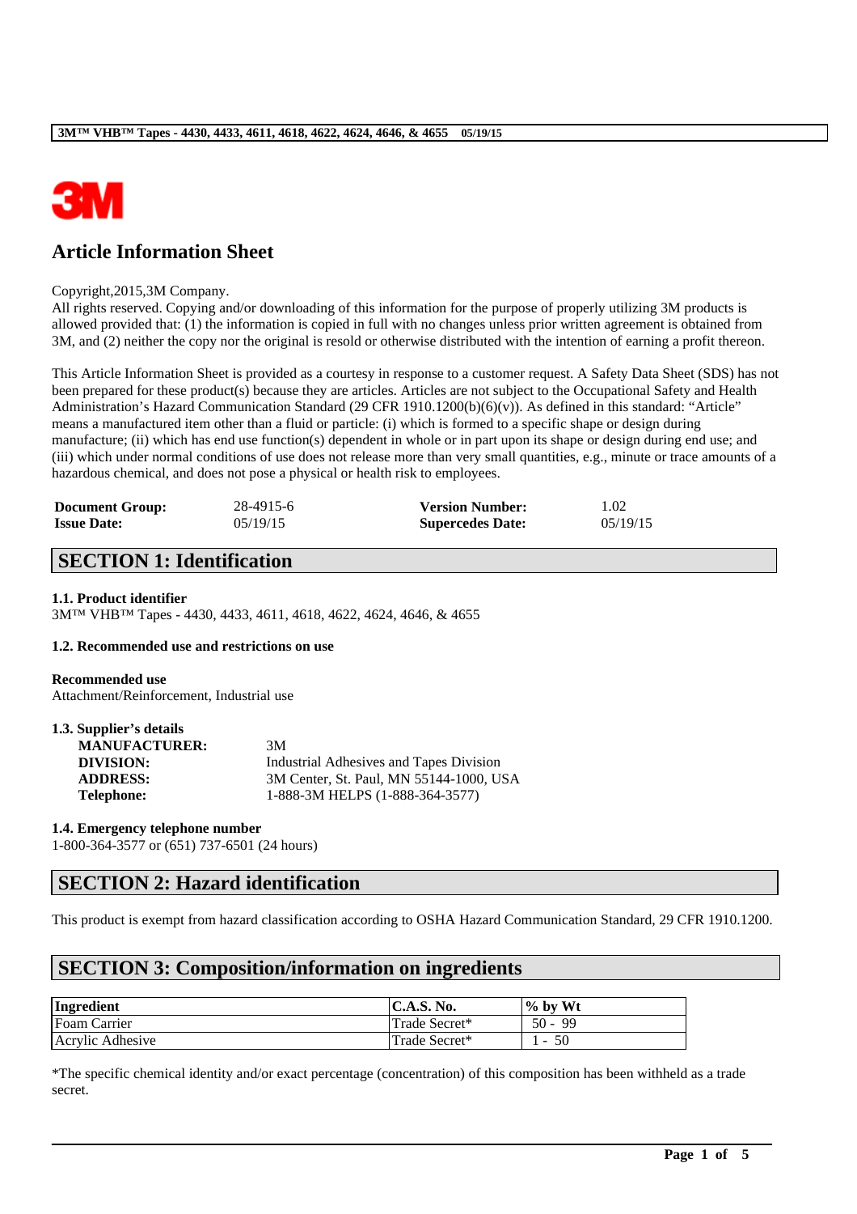# Article Information Sheet

Copyright,2015,3M Company.
All rights reserved. Copying and/or downloading of this information for the purpose of properly utilizing 3M products is allowed provided that: (1) the information is copied in full with no changes unless prior written agreement is obtained from 3M, and (2) neither the copy nor the original is resold or otherwise distributed with the intention of earning a profit thereon.

This Article Information Sheet is provided as a courtesy in response to a customer request. A Safety Data Sheet (SDS) has not been prepared for these product(s) because they are articles. Articles are not subject to the Occupational Safety and Health Administration's Hazard Communication Standard (29 CFR 1910.1200(b)(6)(v)). As defined in this standard: "Article" means a manufactured item other than a fluid or particle: (i) which is formed to a specific shape or design during manufacture; (ii) which has end use function(s) dependent in whole or in part upon its shape or design during end use; and (iii) which under normal conditions of use does not release more than very small quantities, e.g., minute or trace amounts of a hazardous chemical, and does not pose a physical or health risk to employees.

| | | | |
|---|---|---|---|
| **Document Group:** | 28-4915-6 | **Version Number:** | 1.02 |
| **Issue Date:** | 05/19/15 | **Supercedes Date:** | 05/19/15 |

## SECTION 1: Identification

**1.1. Product identifier**
3M™ VHB™ Tapes - 4430, 4433, 4611, 4618, 4622, 4624, 4646, & 4655

**1.2. Recommended use and restrictions on use**

**Recommended use**
Attachment/Reinforcement, Industrial use

**1.3. Supplier's details**

| | |
|---|---|
| **MANUFACTURER:** | 3M |
| **DIVISION:** | Industrial Adhesives and Tapes Division |
| **ADDRESS:** | 3M Center, St. Paul, MN 55144-1000, USA |
| **Telephone:** | 1-888-3M HELPS (1-888-364-3577) |

**1.4. Emergency telephone number**
1-800-364-3577 or (651) 737-6501 (24 hours)

## SECTION 2: Hazard identification

This product is exempt from hazard classification according to OSHA Hazard Communication Standard, 29 CFR 1910.1200.

## SECTION 3: Composition/information on ingredients

| Ingredient | C.A.S. No. | % by Wt |
|---|---|---|
| Foam Carrier | Trade Secret* | 50 - 99 |
| Acrylic Adhesive | Trade Secret* | 1 - 50 |

*The specific chemical identity and/or exact percentage (concentration) of this composition has been withheld as a trade secret.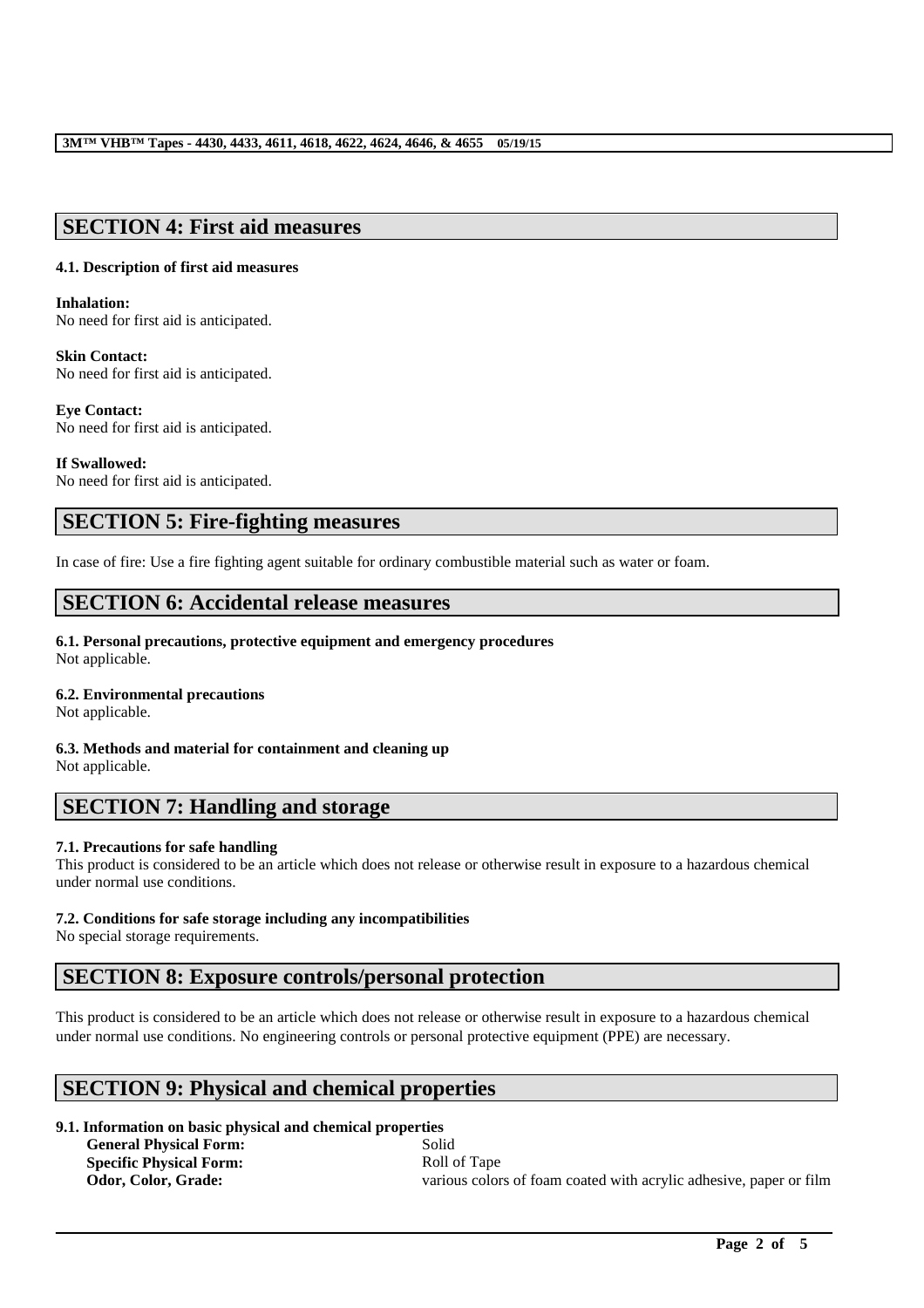## SECTION 4: First aid measures

### 4.1. Description of first aid measures

**Inhalation:**
No need for first aid is anticipated.

**Skin Contact:**
No need for first aid is anticipated.

**Eye Contact:**
No need for first aid is anticipated.

**If Swallowed:**
No need for first aid is anticipated.

## SECTION 5: Fire-fighting measures

In case of fire: Use a fire fighting agent suitable for ordinary combustible material such as water or foam.

## SECTION 6: Accidental release measures

### 6.1. Personal precautions, protective equipment and emergency procedures
Not applicable.

### 6.2. Environmental precautions
Not applicable.

### 6.3. Methods and material for containment and cleaning up
Not applicable.

## SECTION 7: Handling and storage

### 7.1. Precautions for safe handling
This product is considered to be an article which does not release or otherwise result in exposure to a hazardous chemical under normal use conditions.

### 7.2. Conditions for safe storage including any incompatibilities
No special storage requirements.

## SECTION 8: Exposure controls/personal protection

This product is considered to be an article which does not release or otherwise result in exposure to a hazardous chemical under normal use conditions. No engineering controls or personal protective equipment (PPE) are necessary.

## SECTION 9: Physical and chemical properties

### 9.1. Information on basic physical and chemical properties

| | |
|---|---|
| **General Physical Form:** | Solid |
| **Specific Physical Form:** | Roll of Tape |
| **Odor, Color, Grade:** | various colors of foam coated with acrylic adhesive, paper or film |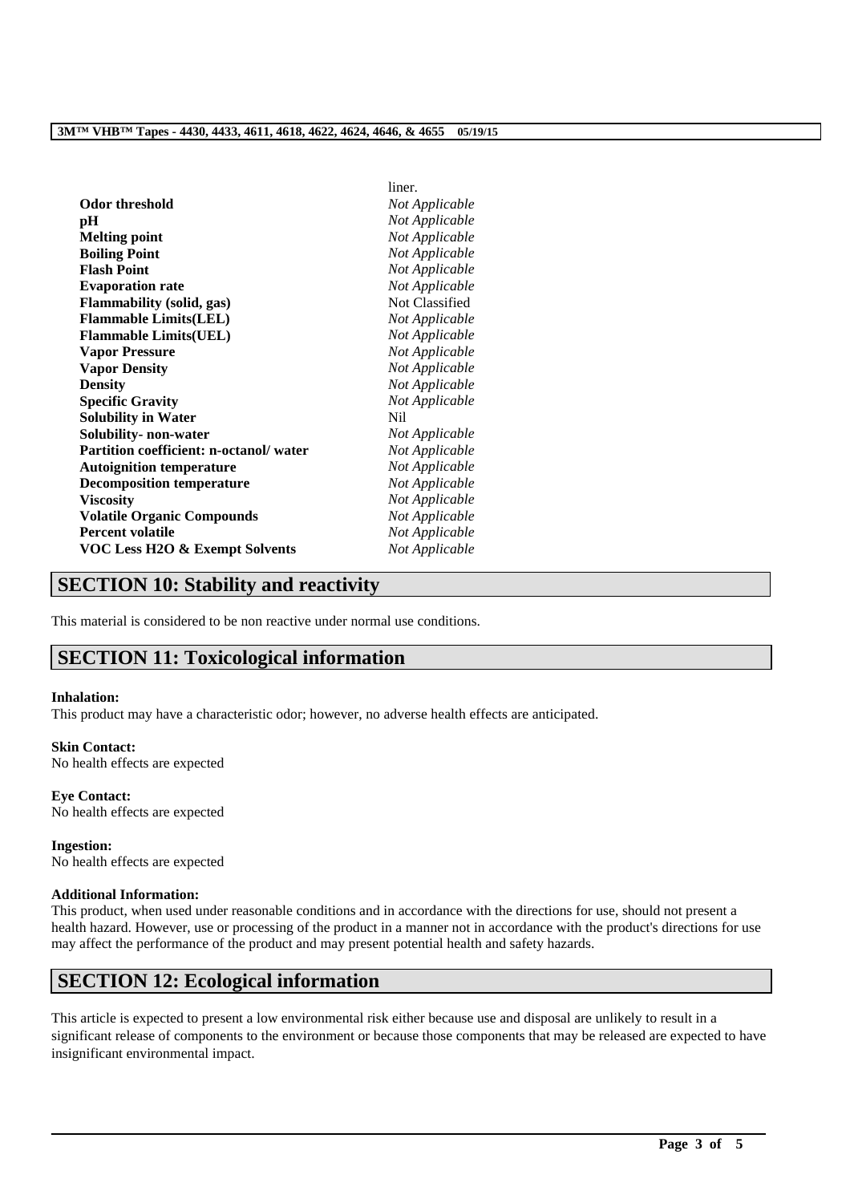|  | liner. |
| --- | --- |
| **Odor threshold** | *Not Applicable* |
| **pH** | *Not Applicable* |
| **Melting point** | *Not Applicable* |
| **Boiling Point** | *Not Applicable* |
| **Flash Point** | *Not Applicable* |
| **Evaporation rate** | *Not Applicable* |
| **Flammability (solid, gas)** | Not Classified |
| **Flammable Limits(LEL)** | *Not Applicable* |
| **Flammable Limits(UEL)** | *Not Applicable* |
| **Vapor Pressure** | *Not Applicable* |
| **Vapor Density** | *Not Applicable* |
| **Density** | *Not Applicable* |
| **Specific Gravity** | *Not Applicable* |
| **Solubility in Water** | Nil |
| **Solubility- non-water** | *Not Applicable* |
| **Partition coefficient: n-octanol/ water** | *Not Applicable* |
| **Autoignition temperature** | *Not Applicable* |
| **Decomposition temperature** | *Not Applicable* |
| **Viscosity** | *Not Applicable* |
| **Volatile Organic Compounds** | *Not Applicable* |
| **Percent volatile** | *Not Applicable* |
| **VOC Less H2O & Exempt Solvents** | *Not Applicable* |

## SECTION 10: Stability and reactivity

This material is considered to be non reactive under normal use conditions.

## SECTION 11: Toxicological information

**Inhalation:**
This product may have a characteristic odor; however, no adverse health effects are anticipated.

**Skin Contact:**
No health effects are expected

**Eye Contact:**
No health effects are expected

**Ingestion:**
No health effects are expected

**Additional Information:**
This product, when used under reasonable conditions and in accordance with the directions for use, should not present a health hazard. However, use or processing of the product in a manner not in accordance with the product's directions for use may affect the performance of the product and may present potential health and safety hazards.

## SECTION 12: Ecological information

This article is expected to present a low environmental risk either because use and disposal are unlikely to result in a significant release of components to the environment or because those components that may be released are expected to have insignificant environmental impact.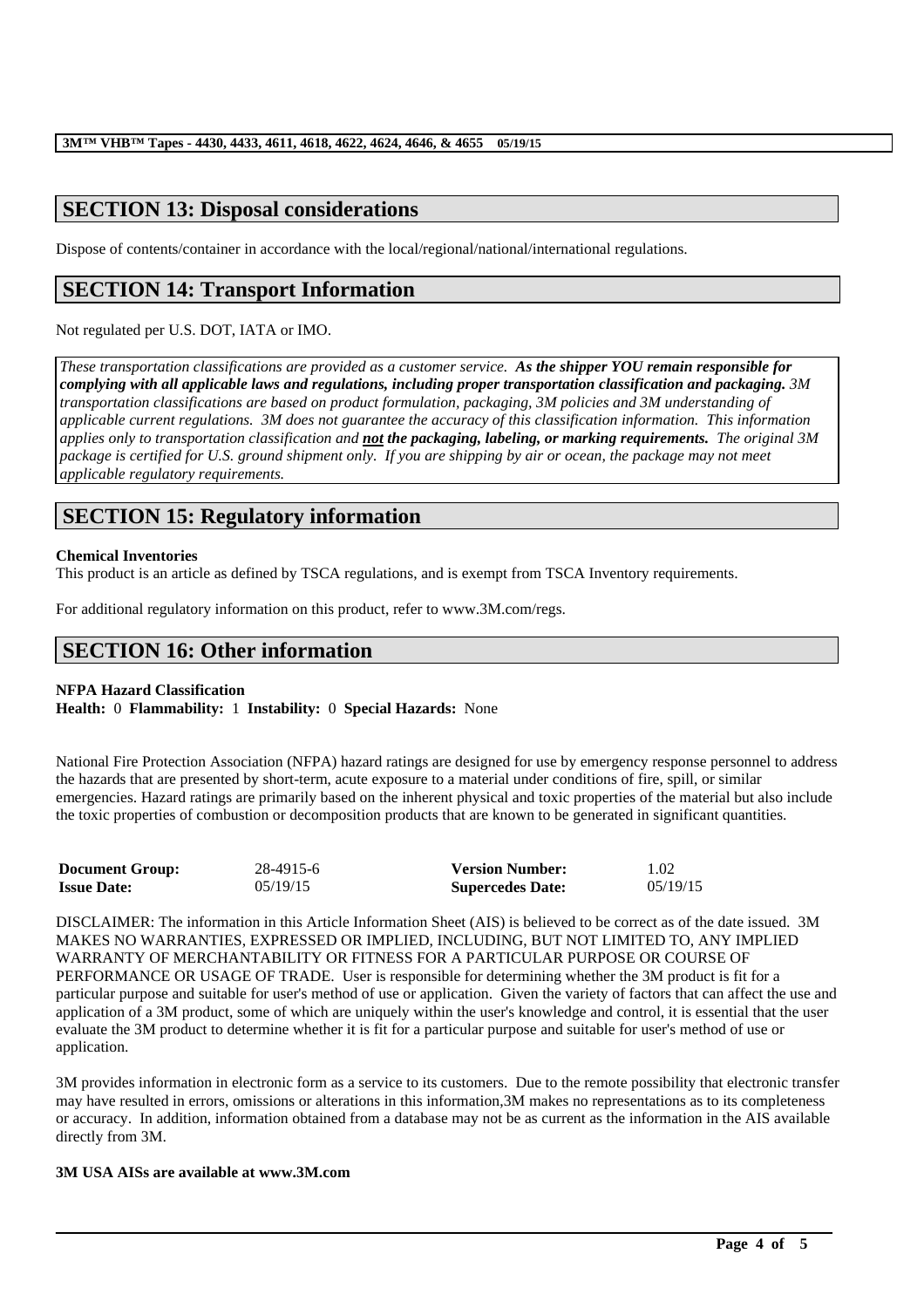## SECTION 13: Disposal considerations

Dispose of contents/container in accordance with the local/regional/national/international regulations.

## SECTION 14: Transport Information

Not regulated per U.S. DOT, IATA or IMO.

*These transportation classifications are provided as a customer service.* ***As the shipper YOU remain responsible for complying with all applicable laws and regulations, including proper transportation classification and packaging.*** *3M transportation classifications are based on product formulation, packaging, 3M policies and 3M understanding of applicable current regulations. 3M does not guarantee the accuracy of this classification information. This information applies only to transportation classification and* ***not the packaging, labeling, or marking requirements.*** *The original 3M package is certified for U.S. ground shipment only. If you are shipping by air or ocean, the package may not meet applicable regulatory requirements.*

## SECTION 15: Regulatory information

**Chemical Inventories**

This product is an article as defined by TSCA regulations, and is exempt from TSCA Inventory requirements.

For additional regulatory information on this product, refer to www.3M.com/regs.

## SECTION 16: Other information

**NFPA Hazard Classification**

**Health:** 0 **Flammability:** 1 **Instability:** 0 **Special Hazards:** None

National Fire Protection Association (NFPA) hazard ratings are designed for use by emergency response personnel to address the hazards that are presented by short-term, acute exposure to a material under conditions of fire, spill, or similar emergencies. Hazard ratings are primarily based on the inherent physical and toxic properties of the material but also include the toxic properties of combustion or decomposition products that are known to be generated in significant quantities.

| | | | |
|---|---|---|---|
| **Document Group:** | 28-4915-6 | **Version Number:** | 1.02 |
| **Issue Date:** | 05/19/15 | **Supercedes Date:** | 05/19/15 |

DISCLAIMER: The information in this Article Information Sheet (AIS) is believed to be correct as of the date issued. 3M MAKES NO WARRANTIES, EXPRESSED OR IMPLIED, INCLUDING, BUT NOT LIMITED TO, ANY IMPLIED WARRANTY OF MERCHANTABILITY OR FITNESS FOR A PARTICULAR PURPOSE OR COURSE OF PERFORMANCE OR USAGE OF TRADE. User is responsible for determining whether the 3M product is fit for a particular purpose and suitable for user's method of use or application. Given the variety of factors that can affect the use and application of a 3M product, some of which are uniquely within the user's knowledge and control, it is essential that the user evaluate the 3M product to determine whether it is fit for a particular purpose and suitable for user's method of use or application.

3M provides information in electronic form as a service to its customers. Due to the remote possibility that electronic transfer may have resulted in errors, omissions or alterations in this information,3M makes no representations as to its completeness or accuracy. In addition, information obtained from a database may not be as current as the information in the AIS available directly from 3M.

**3M USA AISs are available at www.3M.com**